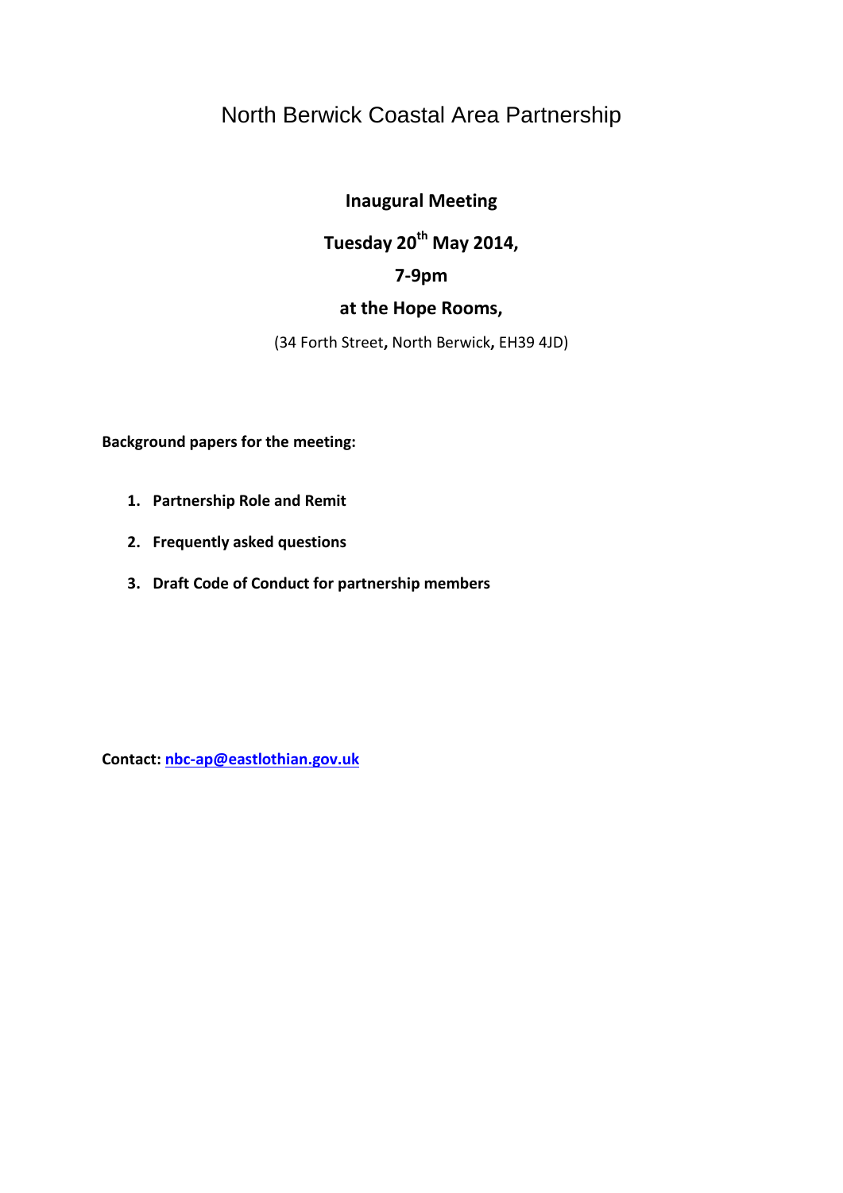# North Berwick Coastal Area Partnership

**Inaugural Meeting**

**Tuesday 20th May 2014,**

**7-9pm**

**at the Hope Rooms,**

(34 Forth Street, North Berwick, EH39 4JD)

**Background papers for the meeting:**

1. **Partnership Role and Remit**
2. **Frequently asked questions**
3. **Draft Code of Conduct for partnership members**

**Contact:** nbc-ap@eastlothian.gov.uk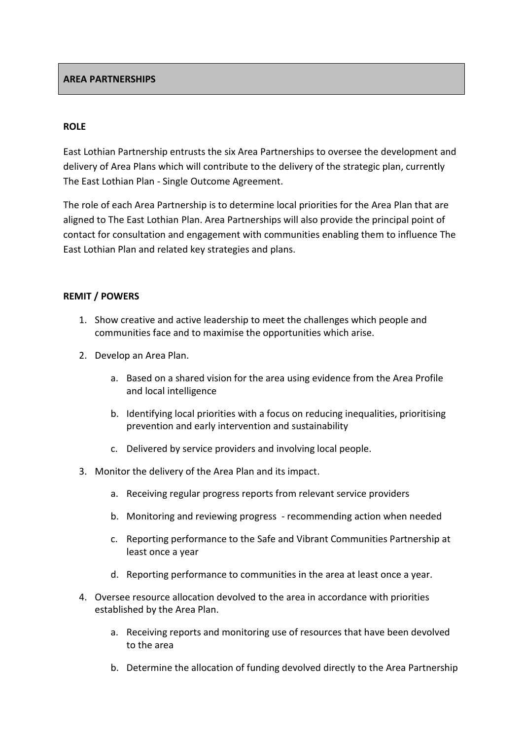## AREA PARTNERSHIPS

### ROLE

East Lothian Partnership entrusts the six Area Partnerships to oversee the development and delivery of Area Plans which will contribute to the delivery of the strategic plan, currently The East Lothian Plan - Single Outcome Agreement.

The role of each Area Partnership is to determine local priorities for the Area Plan that are aligned to The East Lothian Plan. Area Partnerships will also provide the principal point of contact for consultation and engagement with communities enabling them to influence The East Lothian Plan and related key strategies and plans.

### REMIT / POWERS

1. Show creative and active leadership to meet the challenges which people and communities face and to maximise the opportunities which arise.
2. Develop an Area Plan.
   a. Based on a shared vision for the area using evidence from the Area Profile and local intelligence
   b. Identifying local priorities with a focus on reducing inequalities, prioritising prevention and early intervention and sustainability
   c. Delivered by service providers and involving local people.
3. Monitor the delivery of the Area Plan and its impact.
   a. Receiving regular progress reports from relevant service providers
   b. Monitoring and reviewing progress - recommending action when needed
   c. Reporting performance to the Safe and Vibrant Communities Partnership at least once a year
   d. Reporting performance to communities in the area at least once a year.
4. Oversee resource allocation devolved to the area in accordance with priorities established by the Area Plan.
   a. Receiving reports and monitoring use of resources that have been devolved to the area
   b. Determine the allocation of funding devolved directly to the Area Partnership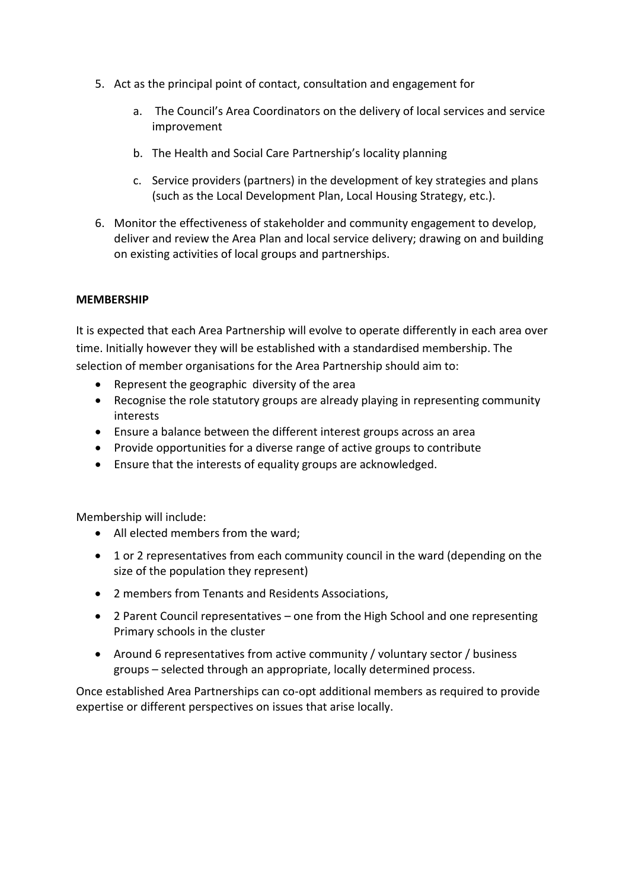5. Act as the principal point of contact, consultation and engagement for

    a. The Council's Area Coordinators on the delivery of local services and service improvement

    b. The Health and Social Care Partnership's locality planning

    c. Service providers (partners) in the development of key strategies and plans (such as the Local Development Plan, Local Housing Strategy, etc.).

6. Monitor the effectiveness of stakeholder and community engagement to develop, deliver and review the Area Plan and local service delivery; drawing on and building on existing activities of local groups and partnerships.

**MEMBERSHIP**

It is expected that each Area Partnership will evolve to operate differently in each area over time. Initially however they will be established with a standardised membership. The selection of member organisations for the Area Partnership should aim to:

- Represent the geographic diversity of the area
- Recognise the role statutory groups are already playing in representing community interests
- Ensure a balance between the different interest groups across an area
- Provide opportunities for a diverse range of active groups to contribute
- Ensure that the interests of equality groups are acknowledged.

Membership will include:

- All elected members from the ward;
- 1 or 2 representatives from each community council in the ward (depending on the size of the population they represent)
- 2 members from Tenants and Residents Associations,
- 2 Parent Council representatives – one from the High School and one representing Primary schools in the cluster
- Around 6 representatives from active community / voluntary sector / business groups – selected through an appropriate, locally determined process.

Once established Area Partnerships can co-opt additional members as required to provide expertise or different perspectives on issues that arise locally.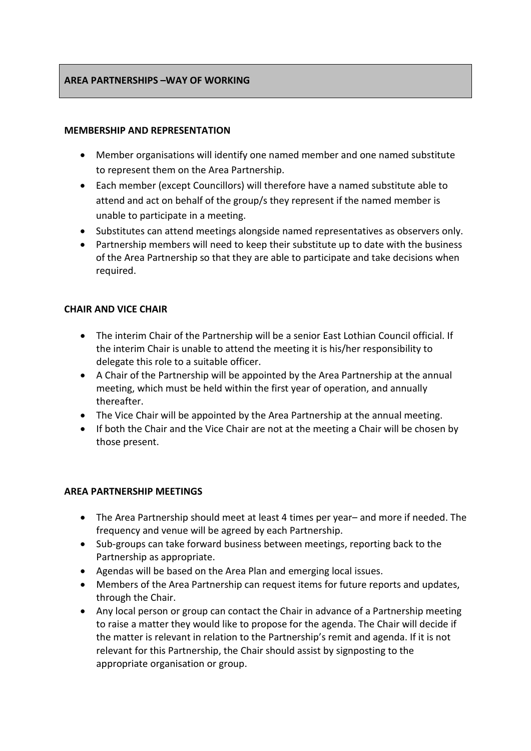# AREA PARTNERSHIPS –WAY OF WORKING

## MEMBERSHIP AND REPRESENTATION

- Member organisations will identify one named member and one named substitute to represent them on the Area Partnership.
- Each member (except Councillors) will therefore have a named substitute able to attend and act on behalf of the group/s they represent if the named member is unable to participate in a meeting.
- Substitutes can attend meetings alongside named representatives as observers only.
- Partnership members will need to keep their substitute up to date with the business of the Area Partnership so that they are able to participate and take decisions when required.

## CHAIR AND VICE CHAIR

- The interim Chair of the Partnership will be a senior East Lothian Council official. If the interim Chair is unable to attend the meeting it is his/her responsibility to delegate this role to a suitable officer.
- A Chair of the Partnership will be appointed by the Area Partnership at the annual meeting, which must be held within the first year of operation, and annually thereafter.
- The Vice Chair will be appointed by the Area Partnership at the annual meeting.
- If both the Chair and the Vice Chair are not at the meeting a Chair will be chosen by those present.

## AREA PARTNERSHIP MEETINGS

- The Area Partnership should meet at least 4 times per year– and more if needed. The frequency and venue will be agreed by each Partnership.
- Sub-groups can take forward business between meetings, reporting back to the Partnership as appropriate.
- Agendas will be based on the Area Plan and emerging local issues.
- Members of the Area Partnership can request items for future reports and updates, through the Chair.
- Any local person or group can contact the Chair in advance of a Partnership meeting to raise a matter they would like to propose for the agenda. The Chair will decide if the matter is relevant in relation to the Partnership's remit and agenda. If it is not relevant for this Partnership, the Chair should assist by signposting to the appropriate organisation or group.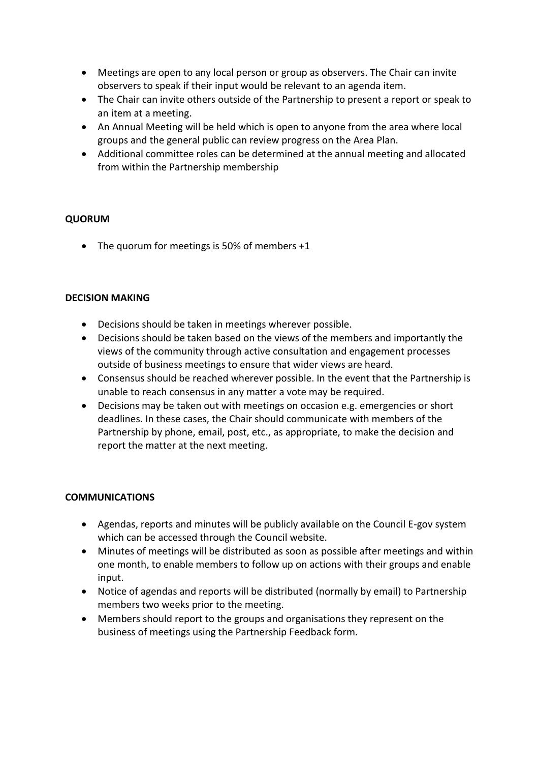- Meetings are open to any local person or group as observers. The Chair can invite observers to speak if their input would be relevant to an agenda item.
- The Chair can invite others outside of the Partnership to present a report or speak to an item at a meeting.
- An Annual Meeting will be held which is open to anyone from the area where local groups and the general public can review progress on the Area Plan.
- Additional committee roles can be determined at the annual meeting and allocated from within the Partnership membership

**QUORUM**

- The quorum for meetings is 50% of members +1

**DECISION MAKING**

- Decisions should be taken in meetings wherever possible.
- Decisions should be taken based on the views of the members and importantly the views of the community through active consultation and engagement processes outside of business meetings to ensure that wider views are heard.
- Consensus should be reached wherever possible. In the event that the Partnership is unable to reach consensus in any matter a vote may be required.
- Decisions may be taken out with meetings on occasion e.g. emergencies or short deadlines. In these cases, the Chair should communicate with members of the Partnership by phone, email, post, etc., as appropriate, to make the decision and report the matter at the next meeting.

**COMMUNICATIONS**

- Agendas, reports and minutes will be publicly available on the Council E-gov system which can be accessed through the Council website.
- Minutes of meetings will be distributed as soon as possible after meetings and within one month, to enable members to follow up on actions with their groups and enable input.
- Notice of agendas and reports will be distributed (normally by email) to Partnership members two weeks prior to the meeting.
- Members should report to the groups and organisations they represent on the business of meetings using the Partnership Feedback form.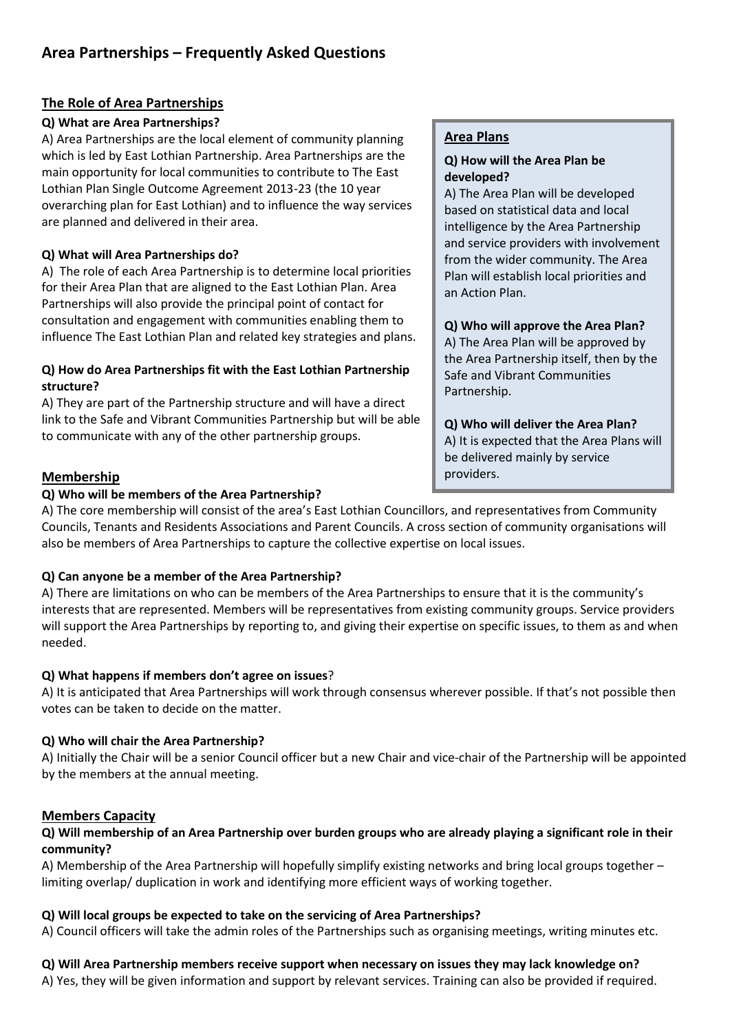# Area Partnerships – Frequently Asked Questions

## The Role of Area Partnerships

**Q) What are Area Partnerships?**

A) Area Partnerships are the local element of community planning which is led by East Lothian Partnership. Area Partnerships are the main opportunity for local communities to contribute to The East Lothian Plan Single Outcome Agreement 2013-23 (the 10 year overarching plan for East Lothian) and to influence the way services are planned and delivered in their area.

**Q) What will Area Partnerships do?**

A) The role of each Area Partnership is to determine local priorities for their Area Plan that are aligned to the East Lothian Plan. Area Partnerships will also provide the principal point of contact for consultation and engagement with communities enabling them to influence The East Lothian Plan and related key strategies and plans.

**Q) How do Area Partnerships fit with the East Lothian Partnership structure?**

A) They are part of the Partnership structure and will have a direct link to the Safe and Vibrant Communities Partnership but will be able to communicate with any of the other partnership groups.

## Area Plans

**Q) How will the Area Plan be developed?**

A) The Area Plan will be developed based on statistical data and local intelligence by the Area Partnership and service providers with involvement from the wider community. The Area Plan will establish local priorities and an Action Plan.

**Q) Who will approve the Area Plan?**

A) The Area Plan will be approved by the Area Partnership itself, then by the Safe and Vibrant Communities Partnership.

**Q) Who will deliver the Area Plan?**

A) It is expected that the Area Plans will be delivered mainly by service providers.

## Membership

**Q) Who will be members of the Area Partnership?**

A) The core membership will consist of the area's East Lothian Councillors, and representatives from Community Councils, Tenants and Residents Associations and Parent Councils. A cross section of community organisations will also be members of Area Partnerships to capture the collective expertise on local issues.

**Q) Can anyone be a member of the Area Partnership?**

A) There are limitations on who can be members of the Area Partnerships to ensure that it is the community's interests that are represented. Members will be representatives from existing community groups. Service providers will support the Area Partnerships by reporting to, and giving their expertise on specific issues, to them as and when needed.

**Q) What happens if members don't agree on issues**?

A) It is anticipated that Area Partnerships will work through consensus wherever possible. If that's not possible then votes can be taken to decide on the matter.

**Q) Who will chair the Area Partnership?**

A) Initially the Chair will be a senior Council officer but a new Chair and vice-chair of the Partnership will be appointed by the members at the annual meeting.

## Members Capacity

**Q) Will membership of an Area Partnership over burden groups who are already playing a significant role in their community?**

A) Membership of the Area Partnership will hopefully simplify existing networks and bring local groups together – limiting overlap/ duplication in work and identifying more efficient ways of working together.

**Q) Will local groups be expected to take on the servicing of Area Partnerships?**

A) Council officers will take the admin roles of the Partnerships such as organising meetings, writing minutes etc.

**Q) Will Area Partnership members receive support when necessary on issues they may lack knowledge on?**

A) Yes, they will be given information and support by relevant services. Training can also be provided if required.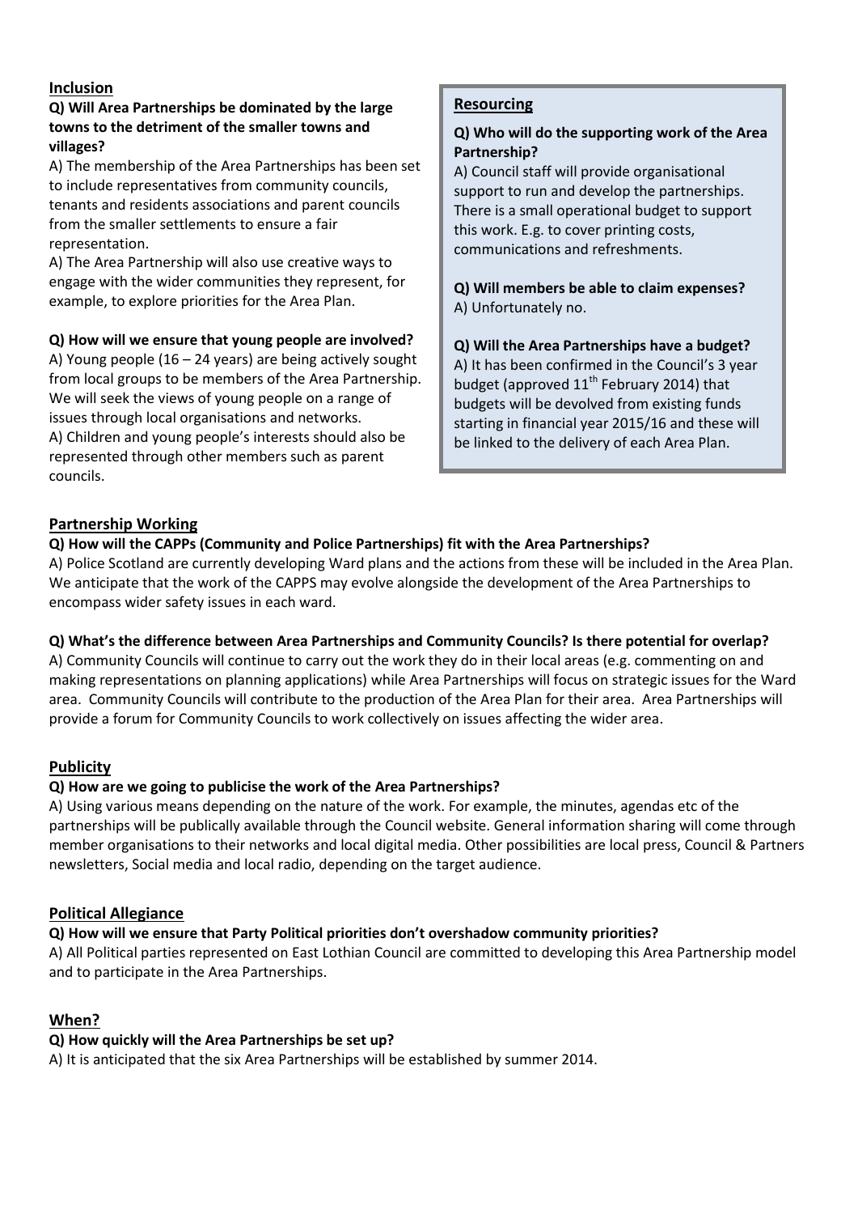## Inclusion

**Q) Will Area Partnerships be dominated by the large towns to the detriment of the smaller towns and villages?**

A) The membership of the Area Partnerships has been set to include representatives from community councils, tenants and residents associations and parent councils from the smaller settlements to ensure a fair representation.

A) The Area Partnership will also use creative ways to engage with the wider communities they represent, for example, to explore priorities for the Area Plan.

**Q) How will we ensure that young people are involved?**

A) Young people (16 – 24 years) are being actively sought from local groups to be members of the Area Partnership. We will seek the views of young people on a range of issues through local organisations and networks.

A) Children and young people's interests should also be represented through other members such as parent councils.

## Resourcing

**Q) Who will do the supporting work of the Area Partnership?**

A) Council staff will provide organisational support to run and develop the partnerships. There is a small operational budget to support this work. E.g. to cover printing costs, communications and refreshments.

**Q) Will members be able to claim expenses?**

A) Unfortunately no.

**Q) Will the Area Partnerships have a budget?**

A) It has been confirmed in the Council's 3 year budget (approved 11th February 2014) that budgets will be devolved from existing funds starting in financial year 2015/16 and these will be linked to the delivery of each Area Plan.

## Partnership Working

**Q) How will the CAPPs (Community and Police Partnerships) fit with the Area Partnerships?**

A) Police Scotland are currently developing Ward plans and the actions from these will be included in the Area Plan. We anticipate that the work of the CAPPS may evolve alongside the development of the Area Partnerships to encompass wider safety issues in each ward.

**Q) What's the difference between Area Partnerships and Community Councils? Is there potential for overlap?**

A) Community Councils will continue to carry out the work they do in their local areas (e.g. commenting on and making representations on planning applications) while Area Partnerships will focus on strategic issues for the Ward area. Community Councils will contribute to the production of the Area Plan for their area. Area Partnerships will provide a forum for Community Councils to work collectively on issues affecting the wider area.

## Publicity

**Q) How are we going to publicise the work of the Area Partnerships?**

A) Using various means depending on the nature of the work. For example, the minutes, agendas etc of the partnerships will be publically available through the Council website. General information sharing will come through member organisations to their networks and local digital media. Other possibilities are local press, Council & Partners newsletters, Social media and local radio, depending on the target audience.

## Political Allegiance

**Q) How will we ensure that Party Political priorities don't overshadow community priorities?**

A) All Political parties represented on East Lothian Council are committed to developing this Area Partnership model and to participate in the Area Partnerships.

## When?

**Q) How quickly will the Area Partnerships be set up?**

A) It is anticipated that the six Area Partnerships will be established by summer 2014.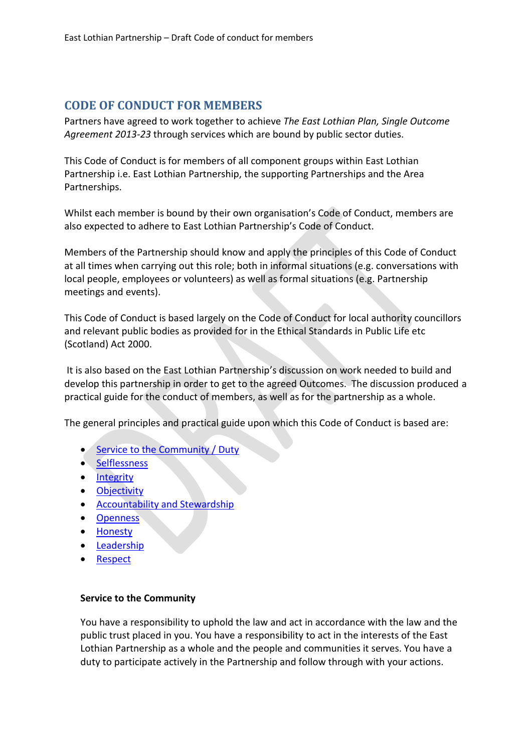## CODE OF CONDUCT FOR MEMBERS

Partners have agreed to work together to achieve *The East Lothian Plan, Single Outcome Agreement 2013-23* through services which are bound by public sector duties.

This Code of Conduct is for members of all component groups within East Lothian Partnership i.e. East Lothian Partnership, the supporting Partnerships and the Area Partnerships.

Whilst each member is bound by their own organisation's Code of Conduct, members are also expected to adhere to East Lothian Partnership's Code of Conduct.

Members of the Partnership should know and apply the principles of this Code of Conduct at all times when carrying out this role; both in informal situations (e.g. conversations with local people, employees or volunteers) as well as formal situations (e.g. Partnership meetings and events).

This Code of Conduct is based largely on the Code of Conduct for local authority councillors and relevant public bodies as provided for in the Ethical Standards in Public Life etc (Scotland) Act 2000.

It is also based on the East Lothian Partnership's discussion on work needed to build and develop this partnership in order to get to the agreed Outcomes. The discussion produced a practical guide for the conduct of members, as well as for the partnership as a whole.

The general principles and practical guide upon which this Code of Conduct is based are:

- Service to the Community / Duty
- Selflessness
- Integrity
- Objectivity
- Accountability and Stewardship
- Openness
- Honesty
- Leadership
- Respect

**Service to the Community**

You have a responsibility to uphold the law and act in accordance with the law and the public trust placed in you. You have a responsibility to act in the interests of the East Lothian Partnership as a whole and the people and communities it serves. You have a duty to participate actively in the Partnership and follow through with your actions.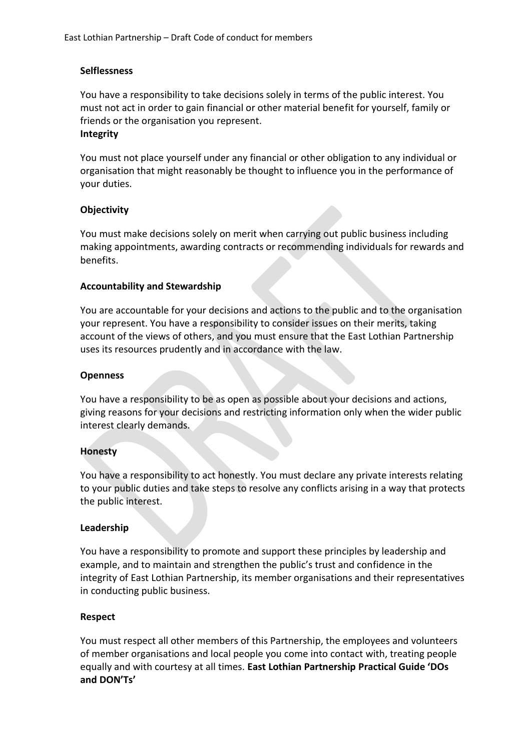**Selflessness**

You have a responsibility to take decisions solely in terms of the public interest. You must not act in order to gain financial or other material benefit for yourself, family or friends or the organisation you represent.

**Integrity**

You must not place yourself under any financial or other obligation to any individual or organisation that might reasonably be thought to influence you in the performance of your duties.

**Objectivity**

You must make decisions solely on merit when carrying out public business including making appointments, awarding contracts or recommending individuals for rewards and benefits.

**Accountability and Stewardship**

You are accountable for your decisions and actions to the public and to the organisation your represent. You have a responsibility to consider issues on their merits, taking account of the views of others, and you must ensure that the East Lothian Partnership uses its resources prudently and in accordance with the law.

**Openness**

You have a responsibility to be as open as possible about your decisions and actions, giving reasons for your decisions and restricting information only when the wider public interest clearly demands.

**Honesty**

You have a responsibility to act honestly. You must declare any private interests relating to your public duties and take steps to resolve any conflicts arising in a way that protects the public interest.

**Leadership**

You have a responsibility to promote and support these principles by leadership and example, and to maintain and strengthen the public's trust and confidence in the integrity of East Lothian Partnership, its member organisations and their representatives in conducting public business.

**Respect**

You must respect all other members of this Partnership, the employees and volunteers of member organisations and local people you come into contact with, treating people equally and with courtesy at all times. **East Lothian Partnership Practical Guide 'DOs and DON'Ts'**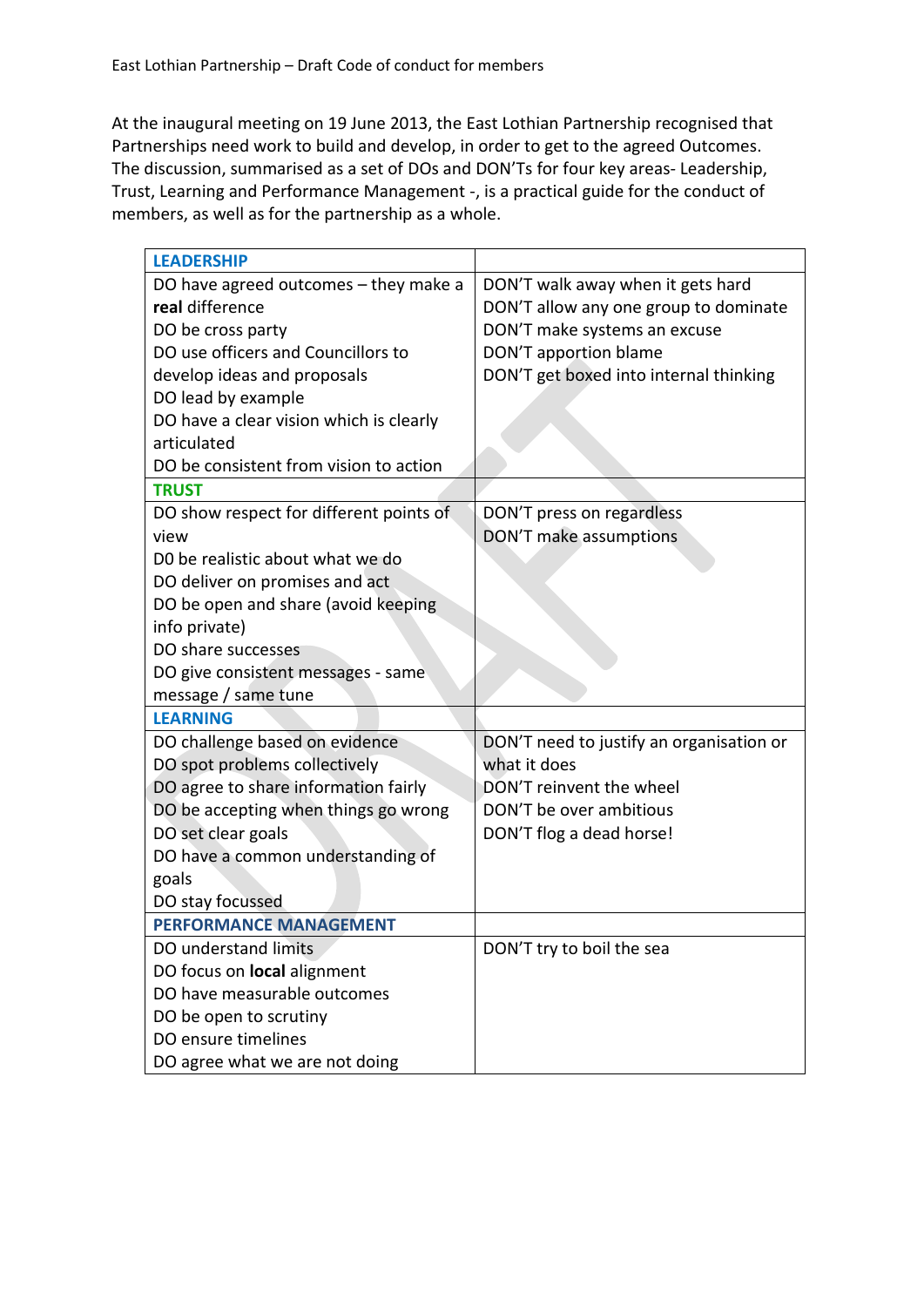East Lothian Partnership – Draft Code of conduct for members

At the inaugural meeting on 19 June 2013, the East Lothian Partnership recognised that Partnerships need work to build and develop, in order to get to the agreed Outcomes. The discussion, summarised as a set of DOs and DON'Ts for four key areas- Leadership, Trust, Learning and Performance Management -, is a practical guide for the conduct of members, as well as for the partnership as a whole.

| **LEADERSHIP** | |
|---|---|
| DO have agreed outcomes – they make a **real** difference<br>DO be cross party<br>DO use officers and Councillors to develop ideas and proposals<br>DO lead by example<br>DO have a clear vision which is clearly articulated<br>DO be consistent from vision to action | DON'T walk away when it gets hard<br>DON'T allow any one group to dominate<br>DON'T make systems an excuse<br>DON'T apportion blame<br>DON'T get boxed into internal thinking |
| **TRUST** | |
| DO show respect for different points of view<br>D0 be realistic about what we do<br>DO deliver on promises and act<br>DO be open and share (avoid keeping info private)<br>DO share successes<br>DO give consistent messages - same message / same tune | DON'T press on regardless<br>DON'T make assumptions |
| **LEARNING** | |
| DO challenge based on evidence<br>DO spot problems collectively<br>DO agree to share information fairly<br>DO be accepting when things go wrong<br>DO set clear goals<br>DO have a common understanding of goals<br>DO stay focussed | DON'T need to justify an organisation or what it does<br>DON'T reinvent the wheel<br>DON'T be over ambitious<br>DON'T flog a dead horse! |
| **PERFORMANCE MANAGEMENT** | |
| DO understand limits<br>DO focus on **local** alignment<br>DO have measurable outcomes<br>DO be open to scrutiny<br>DO ensure timelines<br>DO agree what we are not doing | DON'T try to boil the sea |